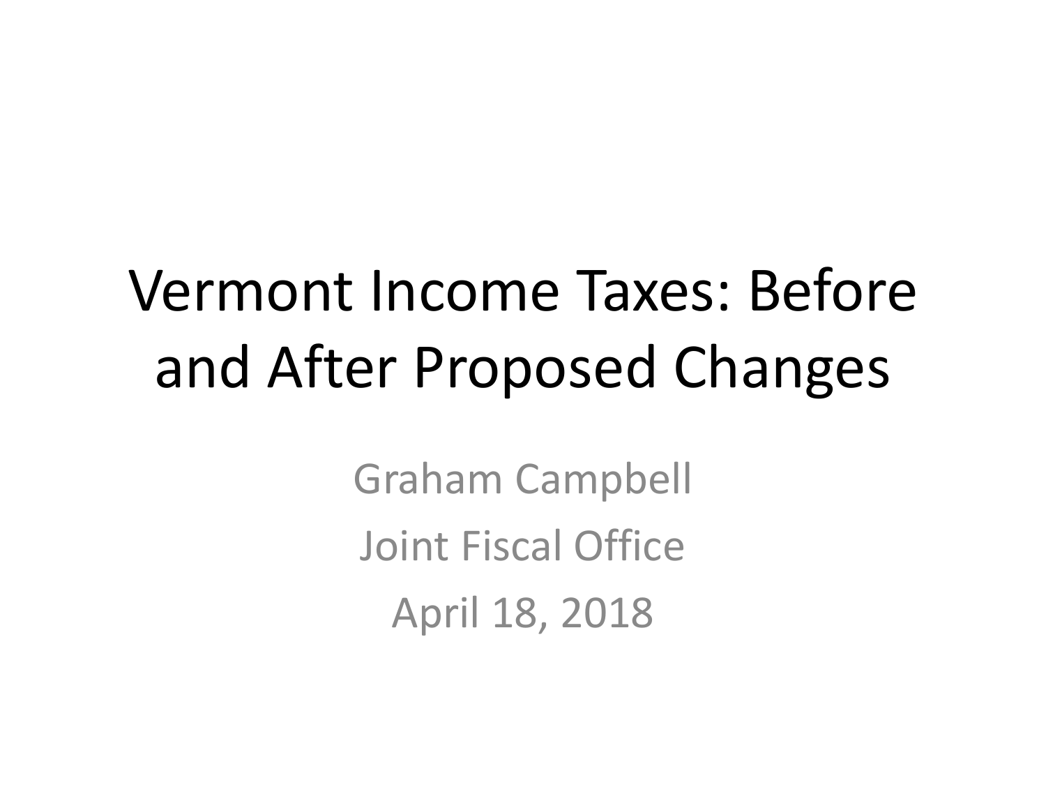# Vermont Income Taxes: Before and After Proposed Changes

Graham Campbell

Joint Fiscal Office

April 18, 2018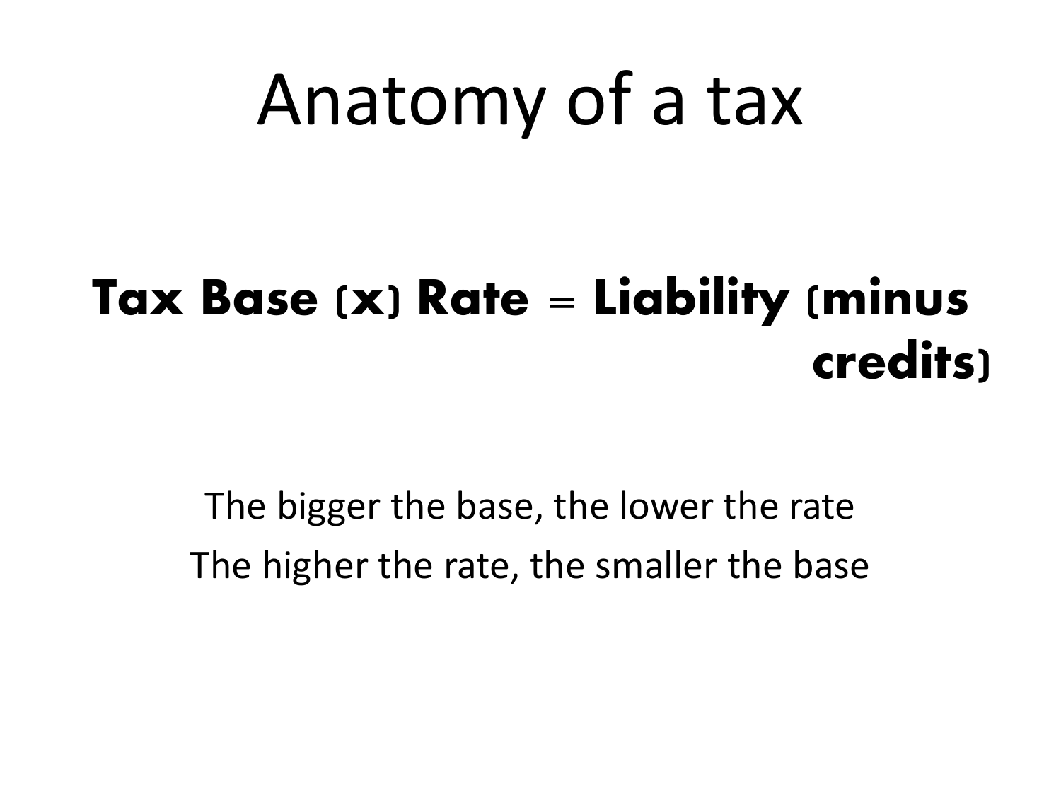# Anatomy of a tax

**Tax Base (x) Rate = Liability (minus credits)**

The bigger the base, the lower the rate

The higher the rate, the smaller the base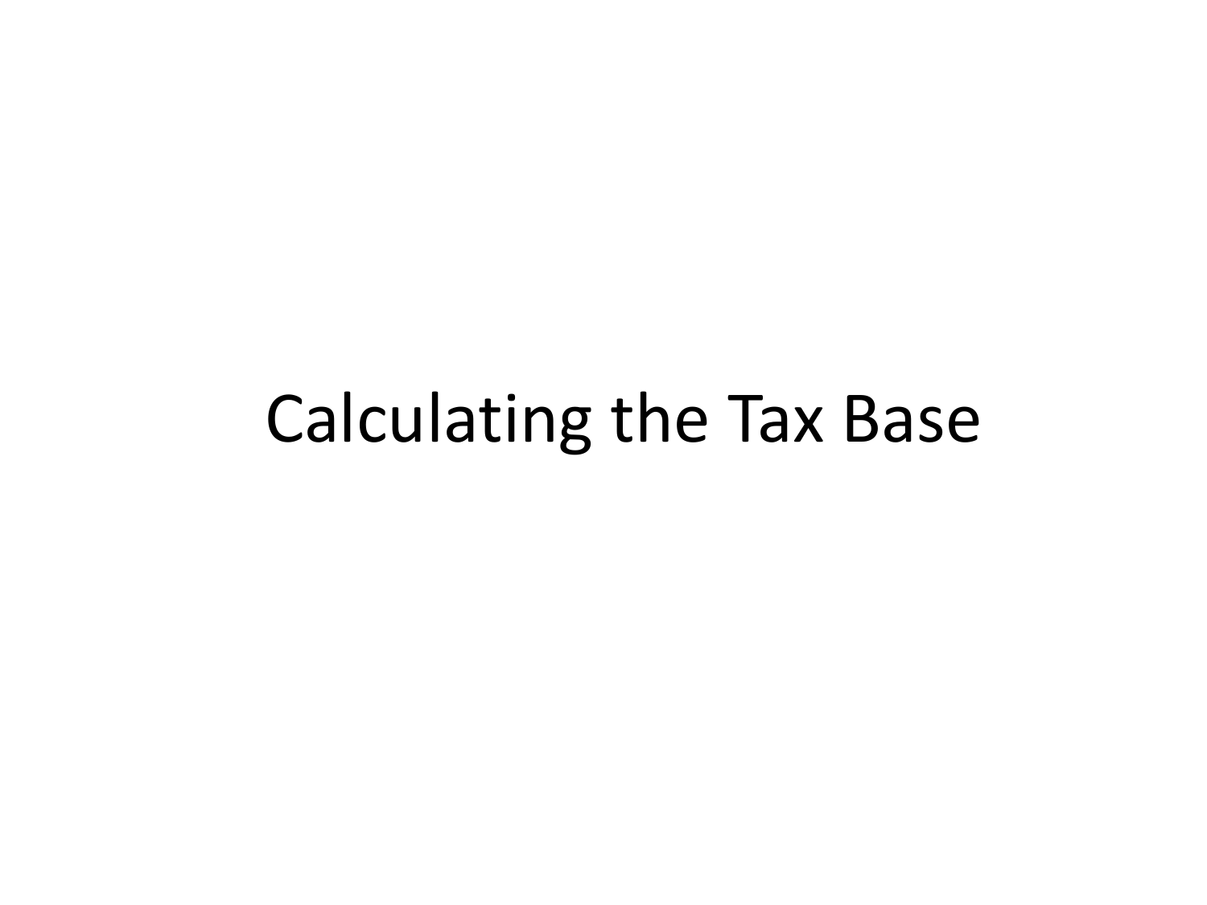# Calculating the Tax Base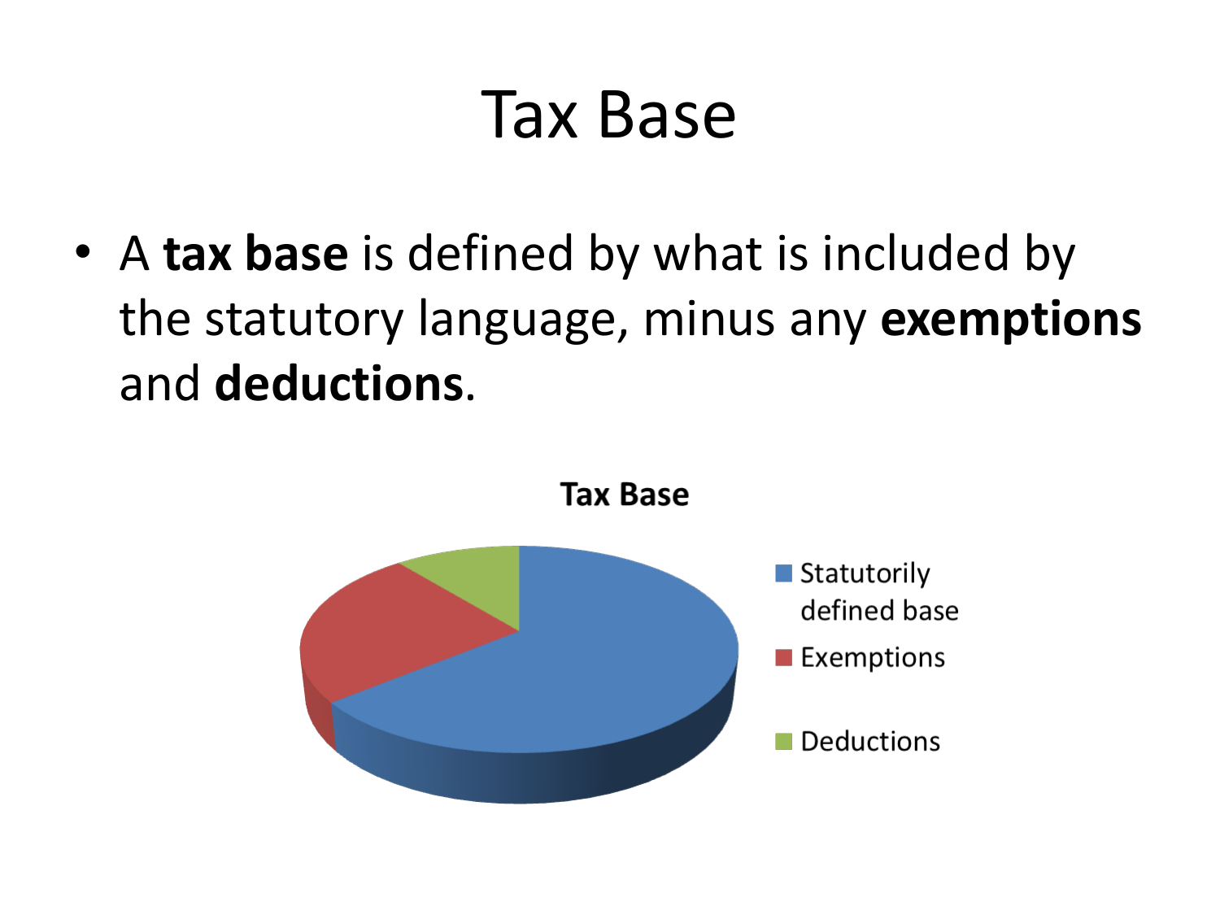# Tax Base

- A **tax base** is defined by what is included by the statutory language, minus any **exemptions** and **deductions**.

**Tax Base**

- Statutorily defined base
- Exemptions
- Deductions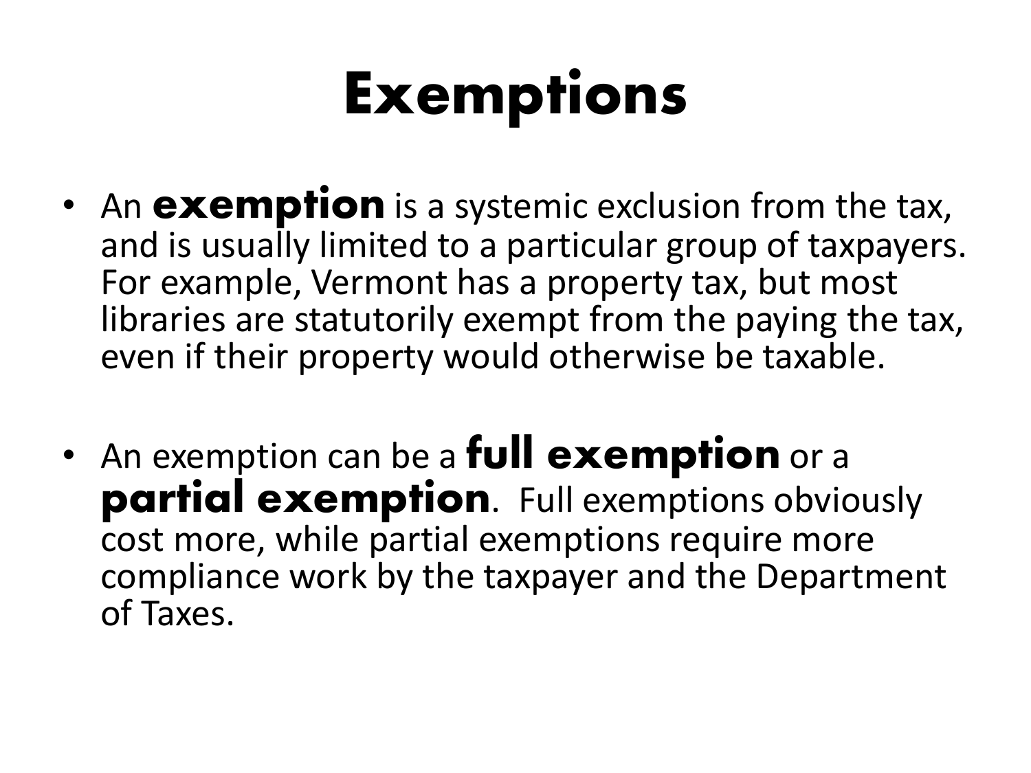# Exemptions

- An **exemption** is a systemic exclusion from the tax, and is usually limited to a particular group of taxpayers. For example, Vermont has a property tax, but most libraries are statutorily exempt from the paying the tax, even if their property would otherwise be taxable.

- An exemption can be a **full exemption** or a **partial exemption**. Full exemptions obviously cost more, while partial exemptions require more compliance work by the taxpayer and the Department of Taxes.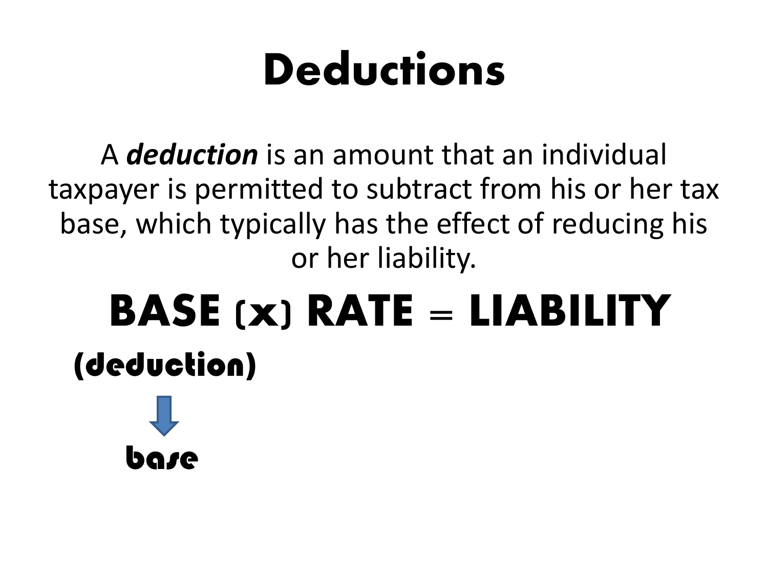# Deductions

A ***deduction*** is an amount that an individual taxpayer is permitted to subtract from his or her tax base, which typically has the effect of reducing his or her liability.

**BASE (x) RATE = LIABILITY**

**(deduction)**

↓

**base**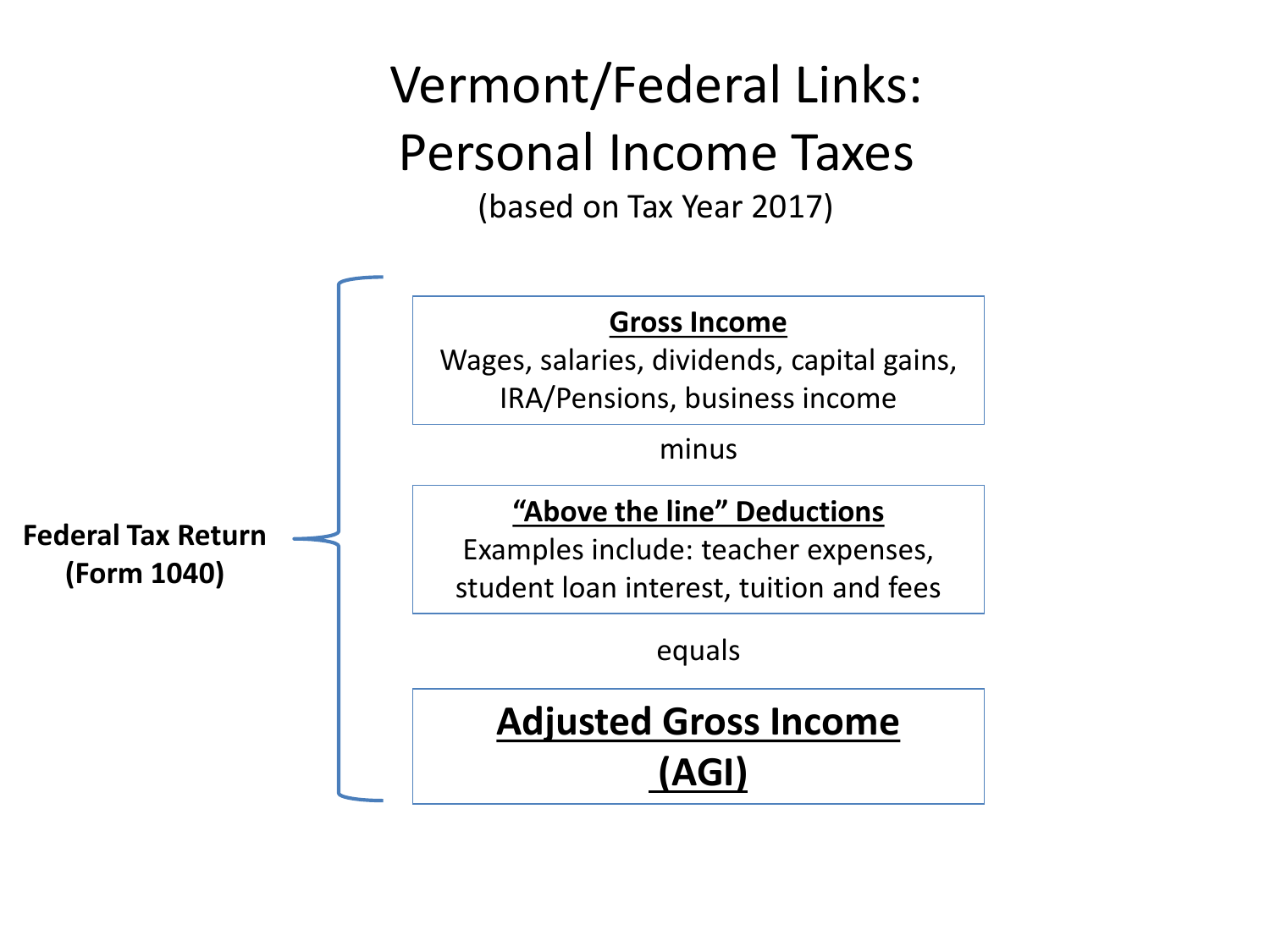# Vermont/Federal Links: Personal Income Taxes

(based on Tax Year 2017)

**Federal Tax Return (Form 1040)**

**Gross Income**
Wages, salaries, dividends, capital gains, IRA/Pensions, business income

minus

**"Above the line" Deductions**
Examples include: teacher expenses, student loan interest, tuition and fees

equals

**Adjusted Gross Income (AGI)**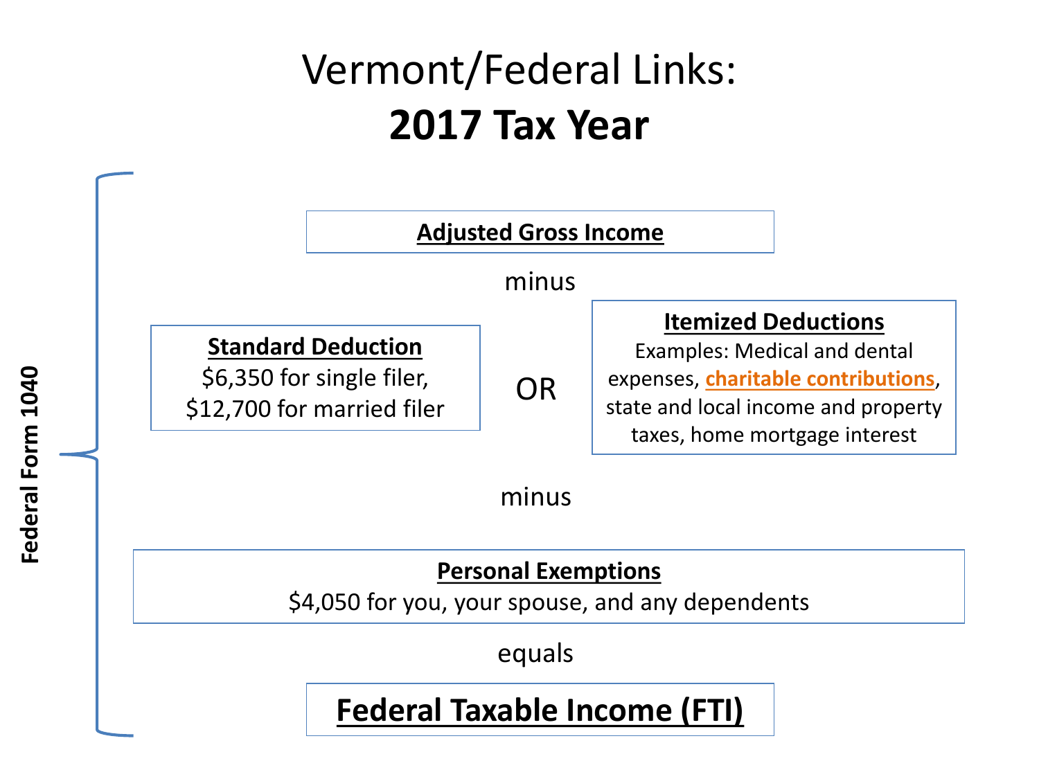# Vermont/Federal Links: **2017 Tax Year**

**Federal Form 1040**

**Adjusted Gross Income**

minus

**Standard Deduction**
$6,350 for single filer, $12,700 for married filer

OR

**Itemized Deductions**
Examples: Medical and dental expenses, **charitable contributions**, state and local income and property taxes, home mortgage interest

minus

**Personal Exemptions**
$4,050 for you, your spouse, and any dependents

equals

**Federal Taxable Income (FTI)**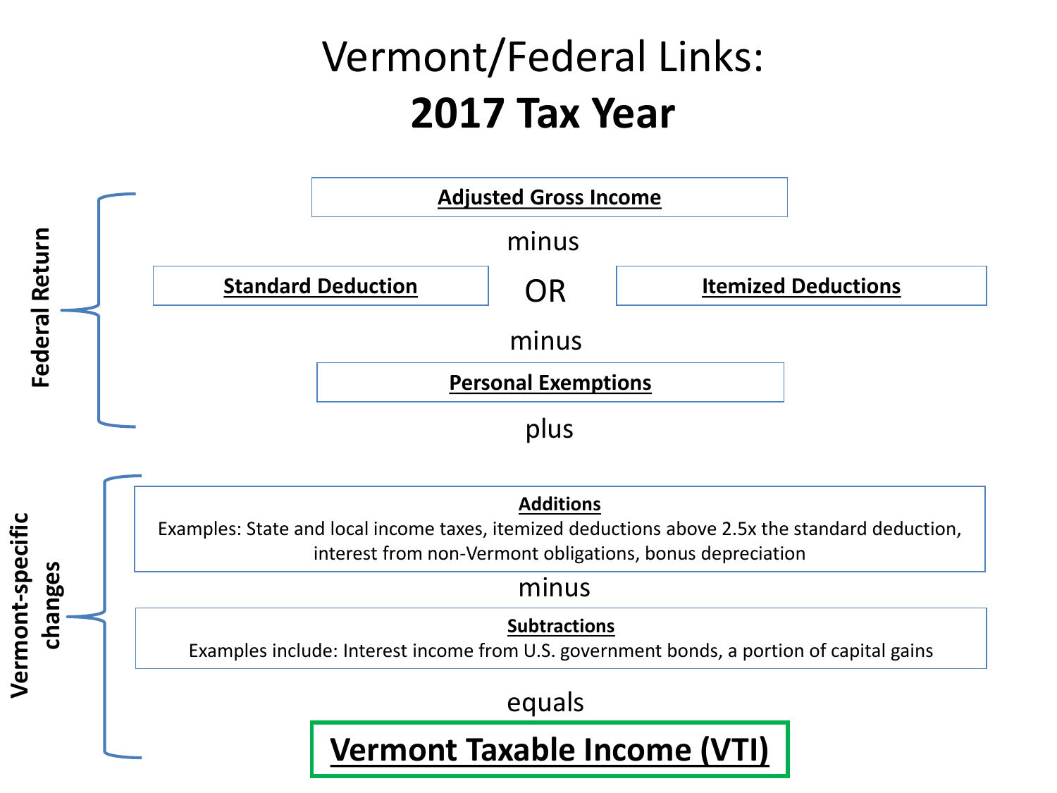# Vermont/Federal Links:
## 2017 Tax Year

**Federal Return**

**Adjusted Gross Income**

minus

**Standard Deduction** OR **Itemized Deductions**

minus

**Personal Exemptions**

plus

**Vermont-specific changes**

**Additions**

Examples: State and local income taxes, itemized deductions above 2.5x the standard deduction, interest from non-Vermont obligations, bonus depreciation

minus

**Subtractions**

Examples include: Interest income from U.S. government bonds, a portion of capital gains

equals

**Vermont Taxable Income (VTI)**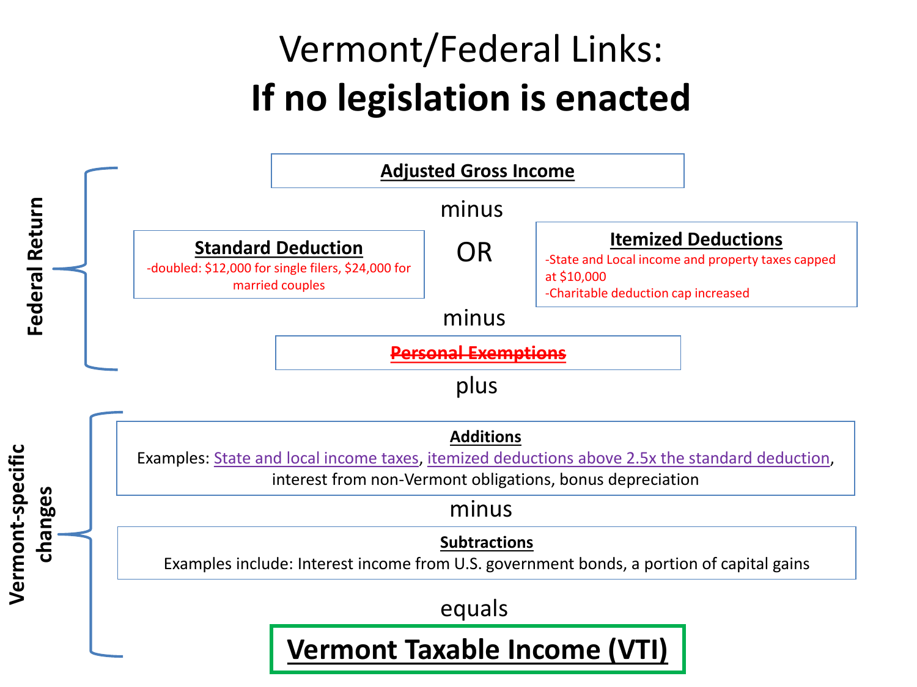# Vermont/Federal Links:
## **If no legislation is enacted**

**Federal Return**

**Adjusted Gross Income**

minus

**Standard Deduction**
-doubled: $12,000 for single filers, $24,000 for married couples

OR

**Itemized Deductions**
- -State and Local income and property taxes capped at $10,000
- -Charitable deduction cap increased

minus

~~**Personal Exemptions**~~

plus

**Vermont-specific changes**

**Additions**
Examples: State and local income taxes, itemized deductions above 2.5x the standard deduction, interest from non-Vermont obligations, bonus depreciation

minus

**Subtractions**
Examples include: Interest income from U.S. government bonds, a portion of capital gains

equals

**Vermont Taxable Income (VTI)**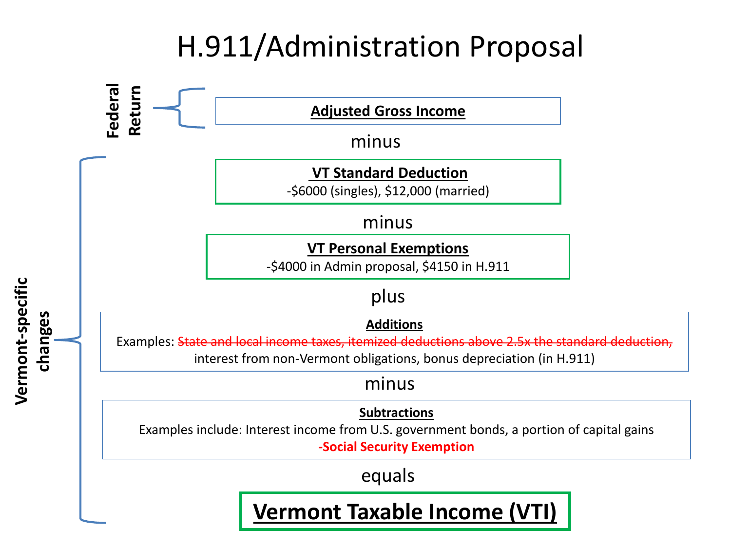# H.911/Administration Proposal

**Federal Return**

**Adjusted Gross Income**

minus

**Vermont-specific changes**

**VT Standard Deduction**

-$6000 (singles), $12,000 (married)

minus

**VT Personal Exemptions**

-$4000 in Admin proposal, $4150 in H.911

plus

**Additions**

Examples: ~~State and local income taxes, itemized deductions above 2.5x the standard deduction,~~ interest from non-Vermont obligations, bonus depreciation (in H.911)

minus

**Subtractions**

Examples include: Interest income from U.S. government bonds, a portion of capital gains

**-Social Security Exemption**

equals

**Vermont Taxable Income (VTI)**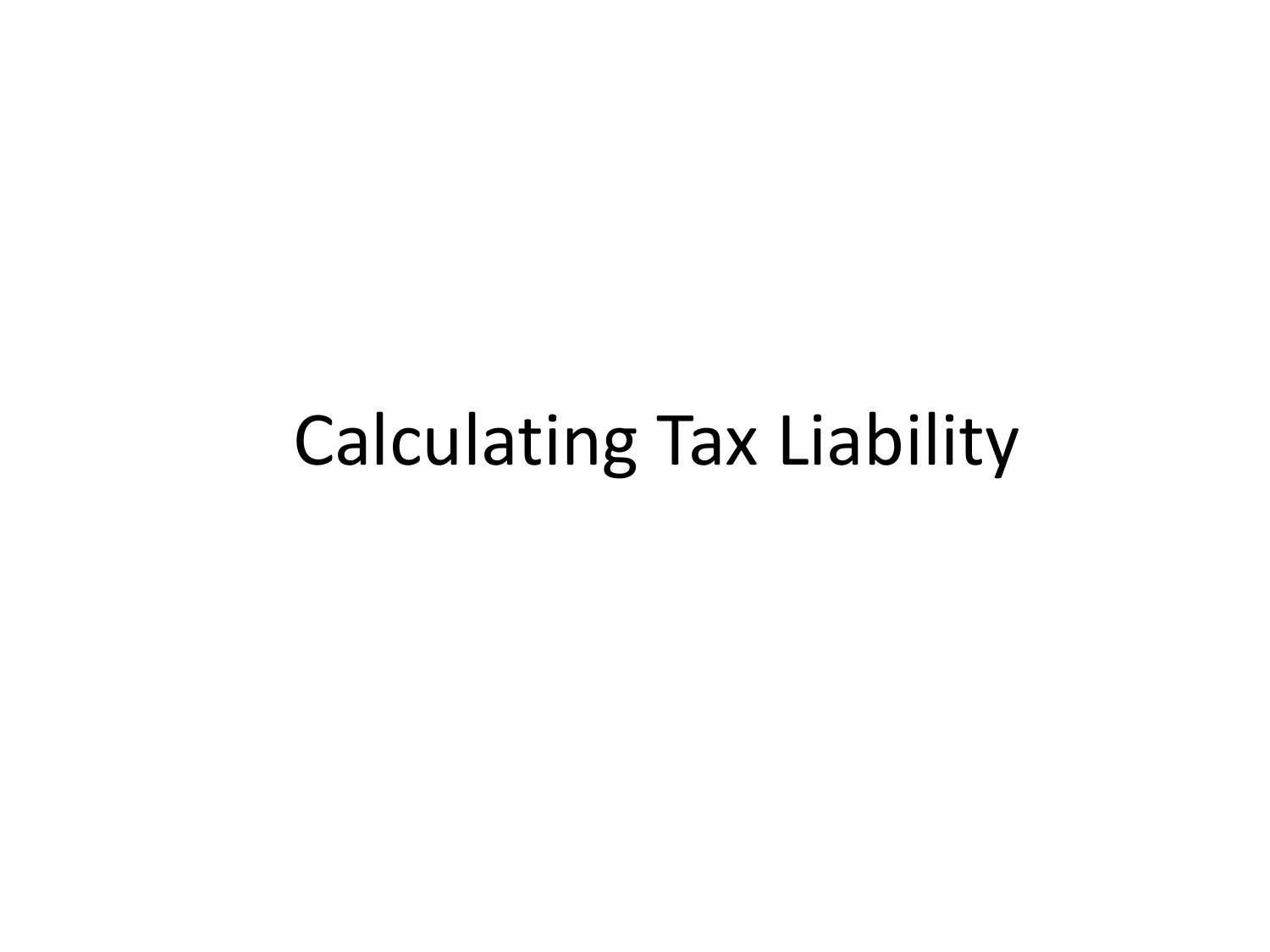# Calculating Tax Liability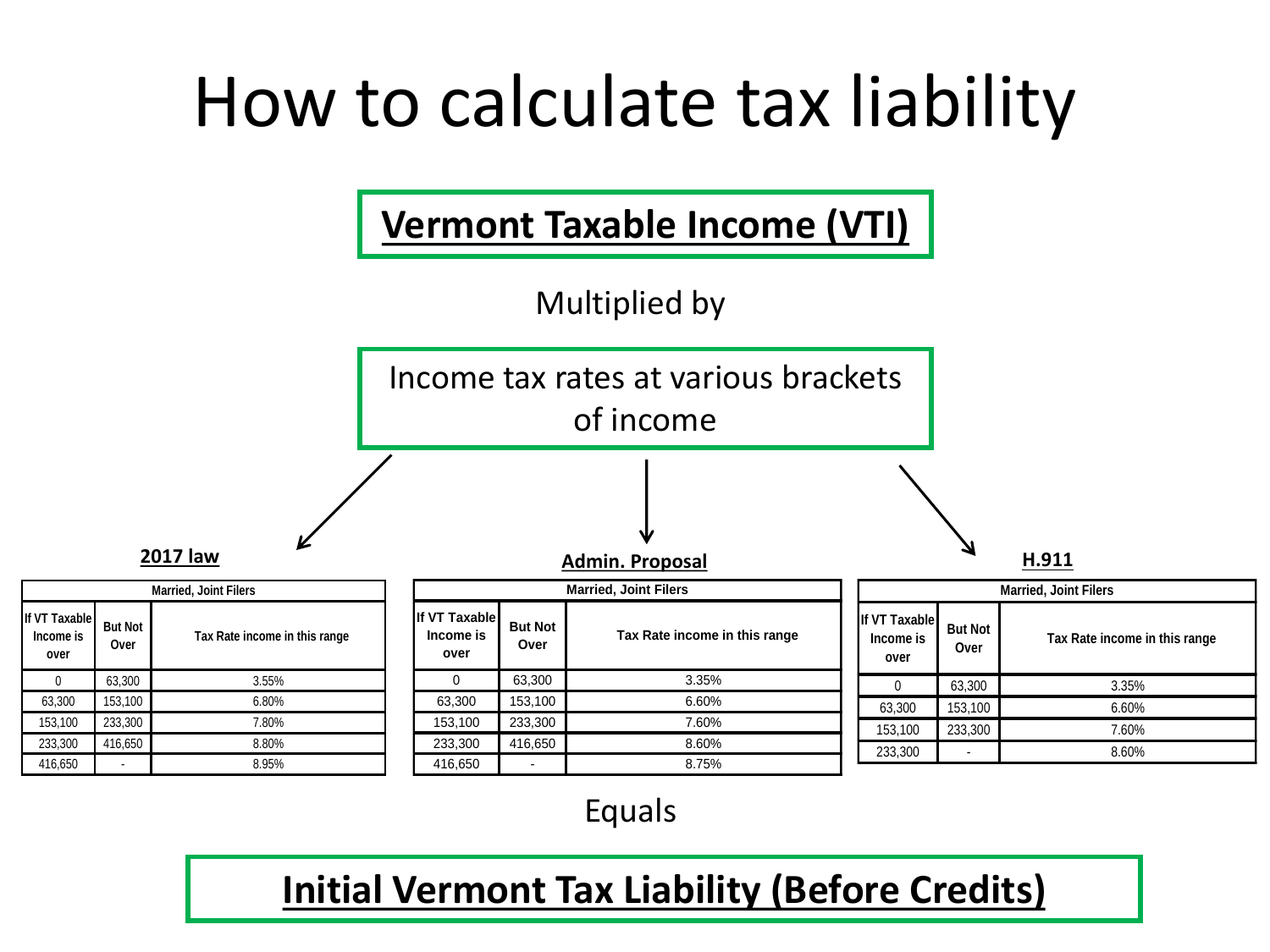# How to calculate tax liability

**Vermont Taxable Income (VTI)**

Multiplied by

Income tax rates at various brackets of income

**2017 law**

| Married, Joint Filers | | |
|---|---|---|
| If VT Taxable Income is over | But Not Over | Tax Rate income in this range |
| 0 | 63,300 | 3.55% |
| 63,300 | 153,100 | 6.80% |
| 153,100 | 233,300 | 7.80% |
| 233,300 | 416,650 | 8.80% |
| 416,650 | - | 8.95% |

**Admin. Proposal**

| Married, Joint Filers | | |
|---|---|---|
| If VT Taxable Income is over | But Not Over | Tax Rate income in this range |
| 0 | 63,300 | 3.35% |
| 63,300 | 153,100 | 6.60% |
| 153,100 | 233,300 | 7.60% |
| 233,300 | 416,650 | 8.60% |
| 416,650 | - | 8.75% |

**H.911**

| Married, Joint Filers | | |
|---|---|---|
| If VT Taxable Income is over | But Not Over | Tax Rate income in this range |
| 0 | 63,300 | 3.35% |
| 63,300 | 153,100 | 6.60% |
| 153,100 | 233,300 | 7.60% |
| 233,300 | - | 8.60% |

Equals

**Initial Vermont Tax Liability (Before Credits)**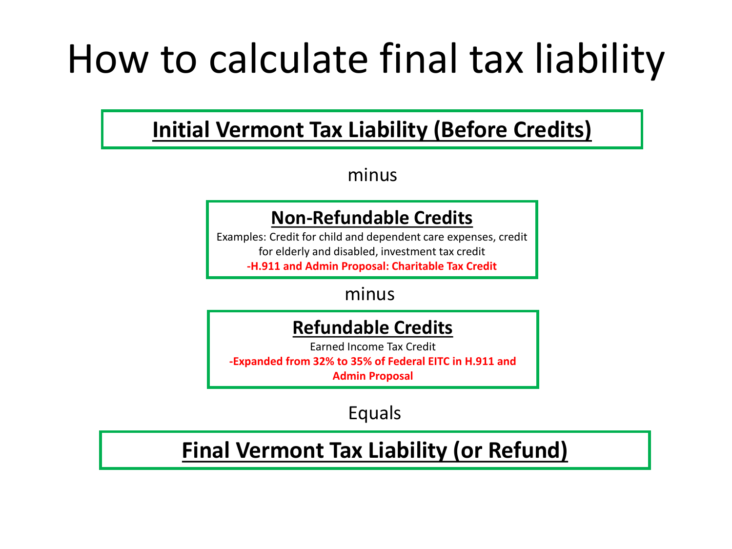# How to calculate final tax liability

**Initial Vermont Tax Liability (Before Credits)**

minus

**Non-Refundable Credits**

Examples: Credit for child and dependent care expenses, credit for elderly and disabled, investment tax credit

**-H.911 and Admin Proposal: Charitable Tax Credit**

minus

**Refundable Credits**

Earned Income Tax Credit

**-Expanded from 32% to 35% of Federal EITC in H.911 and Admin Proposal**

Equals

**Final Vermont Tax Liability (or Refund)**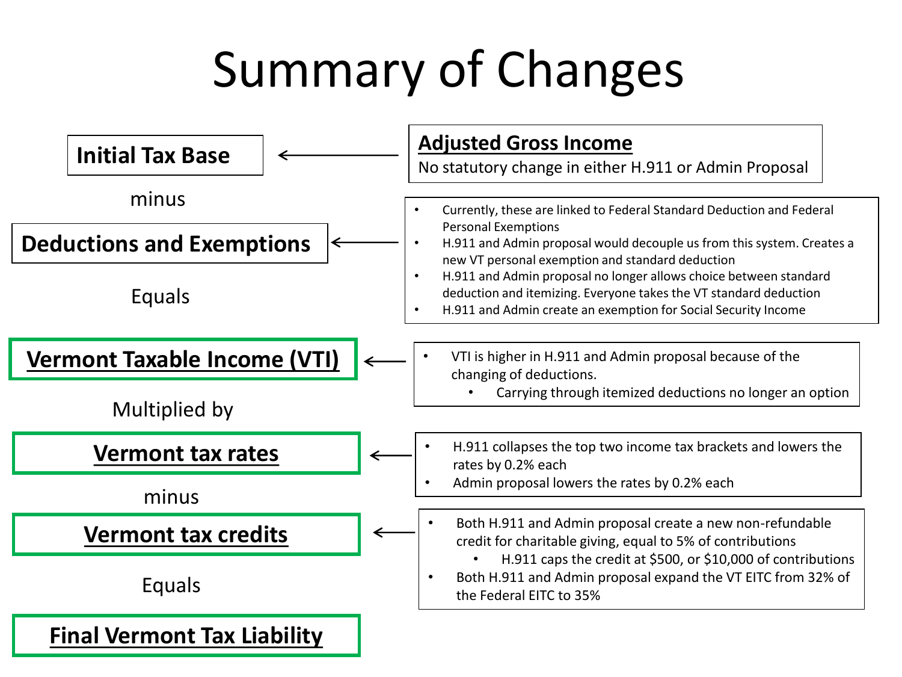# Summary of Changes

**Initial Tax Base** ← **Adjusted Gross Income**

No statutory change in either H.911 or Admin Proposal

minus

**Deductions and Exemptions** ←

- Currently, these are linked to Federal Standard Deduction and Federal Personal Exemptions
- H.911 and Admin proposal would decouple us from this system. Creates a new VT personal exemption and standard deduction
- H.911 and Admin proposal no longer allows choice between standard deduction and itemizing. Everyone takes the VT standard deduction
- H.911 and Admin create an exemption for Social Security Income

Equals

**Vermont Taxable Income (VTI)** ←

- VTI is higher in H.911 and Admin proposal because of the changing of deductions.
  - Carrying through itemized deductions no longer an option

Multiplied by

**Vermont tax rates** ←

- H.911 collapses the top two income tax brackets and lowers the rates by 0.2% each
- Admin proposal lowers the rates by 0.2% each

minus

**Vermont tax credits** ←

- Both H.911 and Admin proposal create a new non-refundable credit for charitable giving, equal to 5% of contributions
  - H.911 caps the credit at $500, or $10,000 of contributions
- Both H.911 and Admin proposal expand the VT EITC from 32% of the Federal EITC to 35%

Equals

**Final Vermont Tax Liability**